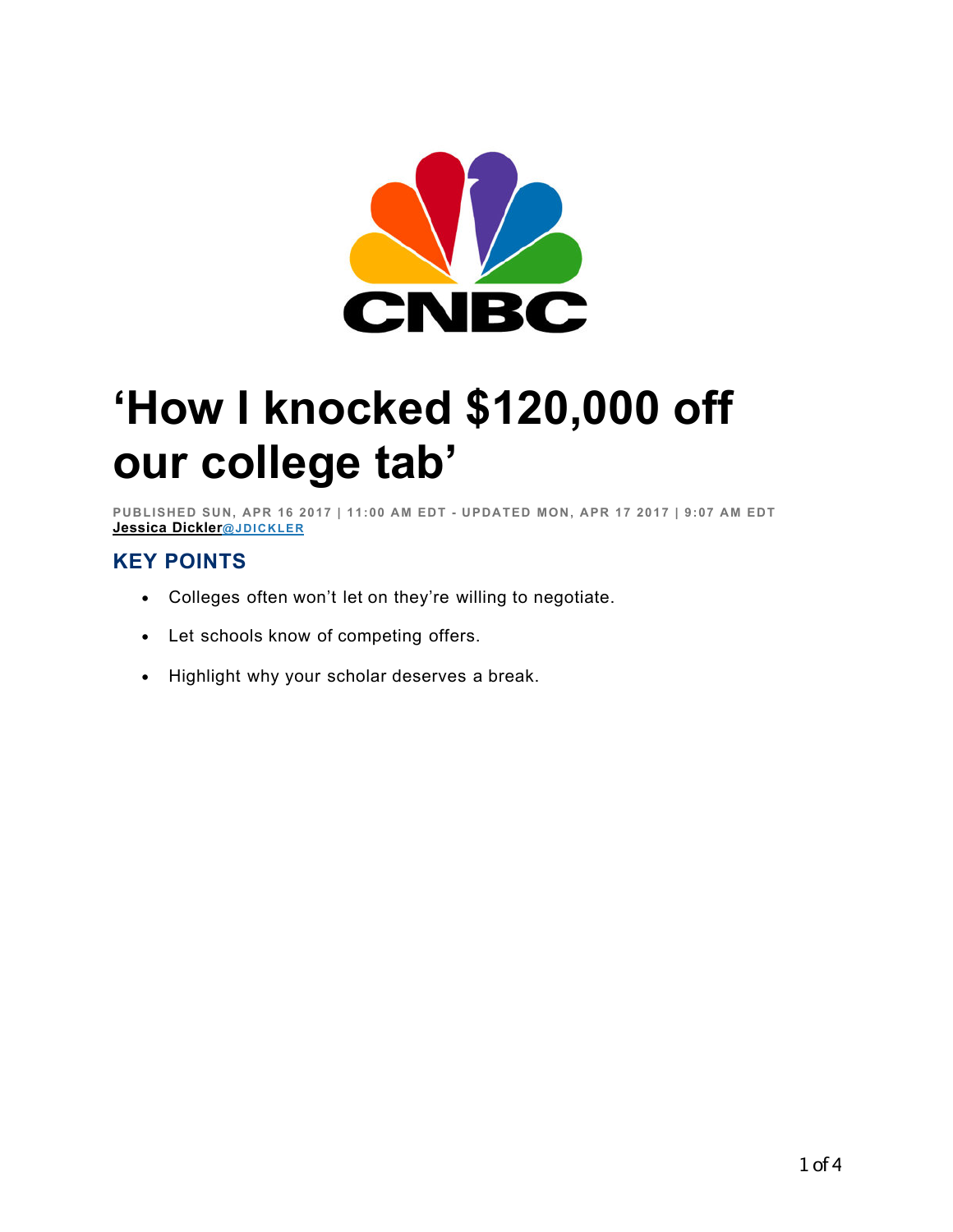# 'How I knocked $120,000 off our college tab'

PUBLISHED SUN, APR 16 2017 | 11:00 AM EDT - UPDATED MON, APR 17 2017 | 9:07 AM EDT
**Jessica Dickler**@JDICKLER

## KEY POINTS

- Colleges often won't let on they're willing to negotiate.
- Let schools know of competing offers.
- Highlight why your scholar deserves a break.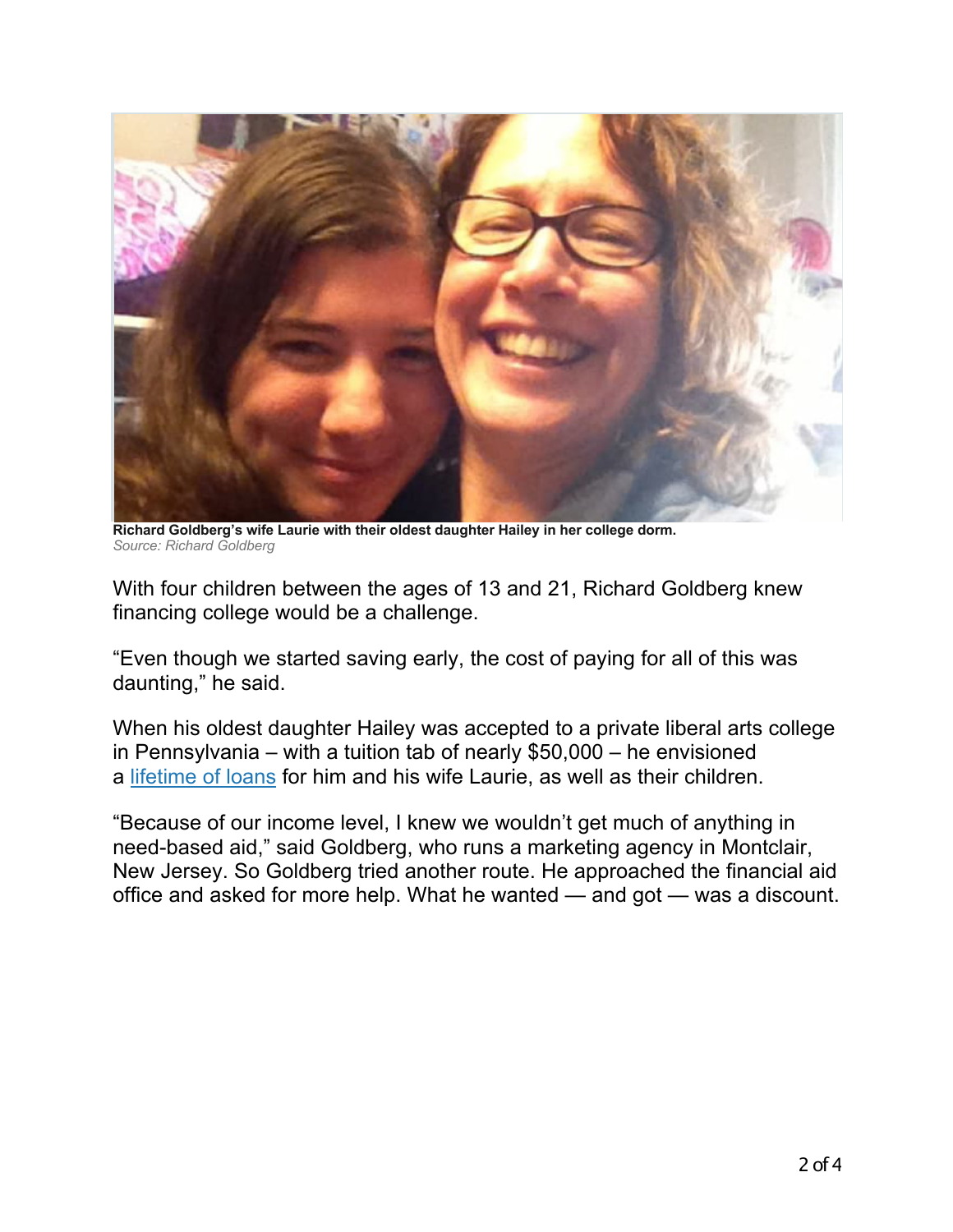**Richard Goldberg's wife Laurie with their oldest daughter Hailey in her college dorm.**
*Source: Richard Goldberg*

With four children between the ages of 13 and 21, Richard Goldberg knew financing college would be a challenge.

"Even though we started saving early, the cost of paying for all of this was daunting," he said.

When his oldest daughter Hailey was accepted to a private liberal arts college in Pennsylvania – with a tuition tab of nearly $50,000 – he envisioned a lifetime of loans for him and his wife Laurie, as well as their children.

"Because of our income level, I knew we wouldn't get much of anything in need-based aid," said Goldberg, who runs a marketing agency in Montclair, New Jersey. So Goldberg tried another route. He approached the financial aid office and asked for more help. What he wanted — and got — was a discount.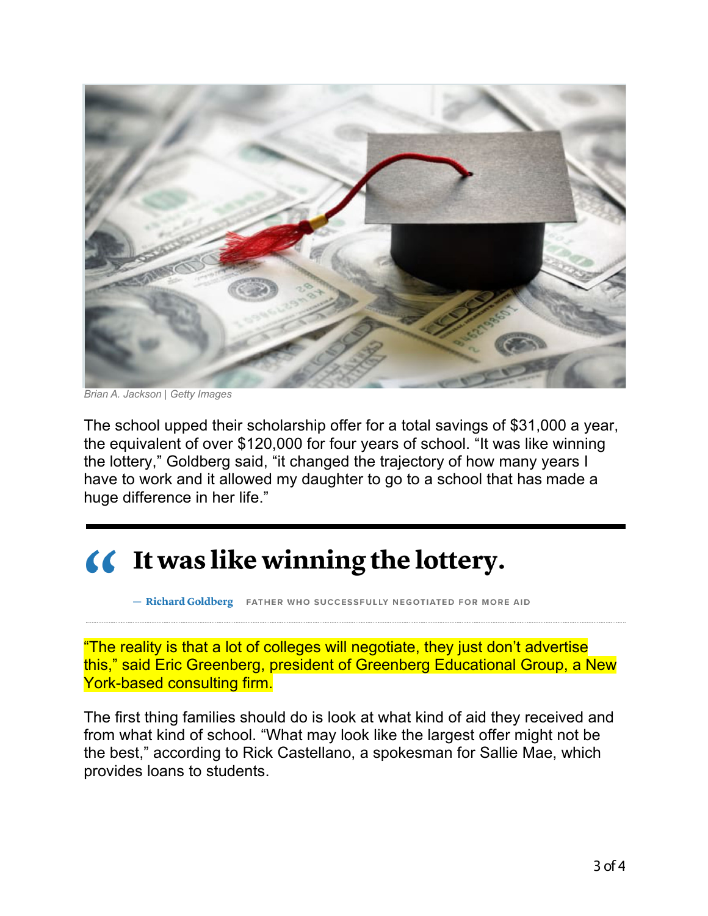Brian A. Jackson | Getty Images

The school upped their scholarship offer for a total savings of $31,000 a year, the equivalent of over $120,000 for four years of school. “It was like winning the lottery,” Goldberg said, “it changed the trajectory of how many years I have to work and it allowed my daughter to go to a school that has made a huge difference in her life.”

> **“ It was like winning the lottery.**
>
> — **Richard Goldberg** FATHER WHO SUCCESSFULLY NEGOTIATED FOR MORE AID

“The reality is that a lot of colleges will negotiate, they just don’t advertise this,” said Eric Greenberg, president of Greenberg Educational Group, a New York-based consulting firm.

The first thing families should do is look at what kind of aid they received and from what kind of school. “What may look like the largest offer might not be the best,” according to Rick Castellano, a spokesman for Sallie Mae, which provides loans to students.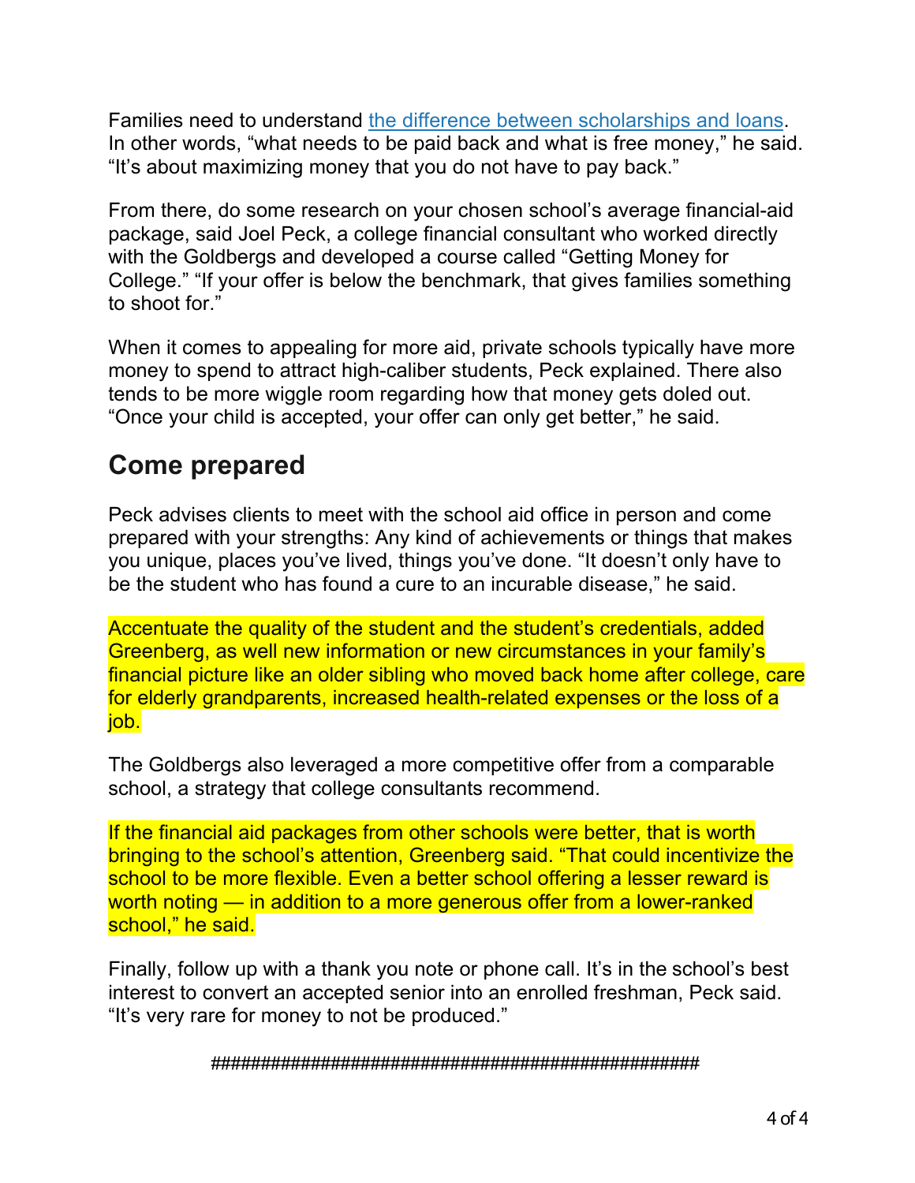Families need to understand [the difference between scholarships and loans](). In other words, "what needs to be paid back and what is free money," he said. "It's about maximizing money that you do not have to pay back."

From there, do some research on your chosen school's average financial-aid package, said Joel Peck, a college financial consultant who worked directly with the Goldbergs and developed a course called "Getting Money for College." "If your offer is below the benchmark, that gives families something to shoot for."

When it comes to appealing for more aid, private schools typically have more money to spend to attract high-caliber students, Peck explained. There also tends to be more wiggle room regarding how that money gets doled out. "Once your child is accepted, your offer can only get better," he said.

## Come prepared

Peck advises clients to meet with the school aid office in person and come prepared with your strengths: Any kind of achievements or things that makes you unique, places you've lived, things you've done. "It doesn't only have to be the student who has found a cure to an incurable disease," he said.

Accentuate the quality of the student and the student's credentials, added Greenberg, as well new information or new circumstances in your family's financial picture like an older sibling who moved back home after college, care for elderly grandparents, increased health-related expenses or the loss of a job.

The Goldbergs also leveraged a more competitive offer from a comparable school, a strategy that college consultants recommend.

If the financial aid packages from other schools were better, that is worth bringing to the school's attention, Greenberg said. "That could incentivize the school to be more flexible. Even a better school offering a lesser reward is worth noting — in addition to a more generous offer from a lower-ranked school," he said.

Finally, follow up with a thank you note or phone call. It's in the school's best interest to convert an accepted senior into an enrolled freshman, Peck said. "It's very rare for money to not be produced."

##################################################